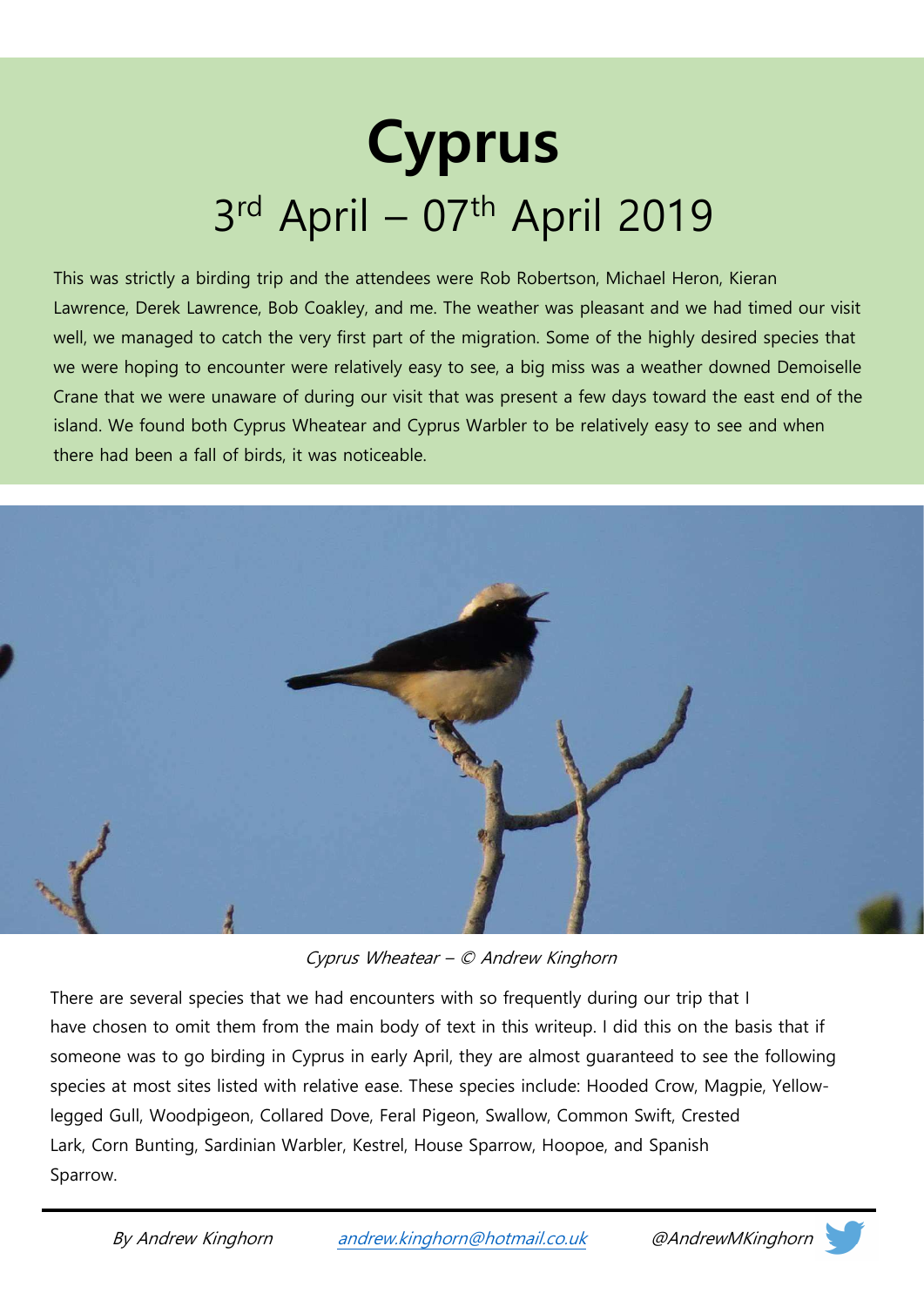# Cyprus

## 3rd April – 07th April 2019

This was strictly a birding trip and the attendees were Rob Robertson, Michael Heron, Kieran Lawrence, Derek Lawrence, Bob Coakley, and me. The weather was pleasant and we had timed our visit well, we managed to catch the very first part of the migration. Some of the highly desired species that we were hoping to encounter were relatively easy to see, a big miss was a weather downed Demoiselle Crane that we were unaware of during our visit that was present a few days toward the east end of the island. We found both Cyprus Wheatear and Cyprus Warbler to be relatively easy to see and when there had been a fall of birds, it was noticeable.

*Cyprus Wheatear – © Andrew Kinghorn*

There are several species that we had encounters with so frequently during our trip that I have chosen to omit them from the main body of text in this writeup. I did this on the basis that if someone was to go birding in Cyprus in early April, they are almost guaranteed to see the following species at most sites listed with relative ease. These species include: Hooded Crow, Magpie, Yellow-legged Gull, Woodpigeon, Collared Dove, Feral Pigeon, Swallow, Common Swift, Crested Lark, Corn Bunting, Sardinian Warbler, Kestrel, House Sparrow, Hoopoe, and Spanish Sparrow.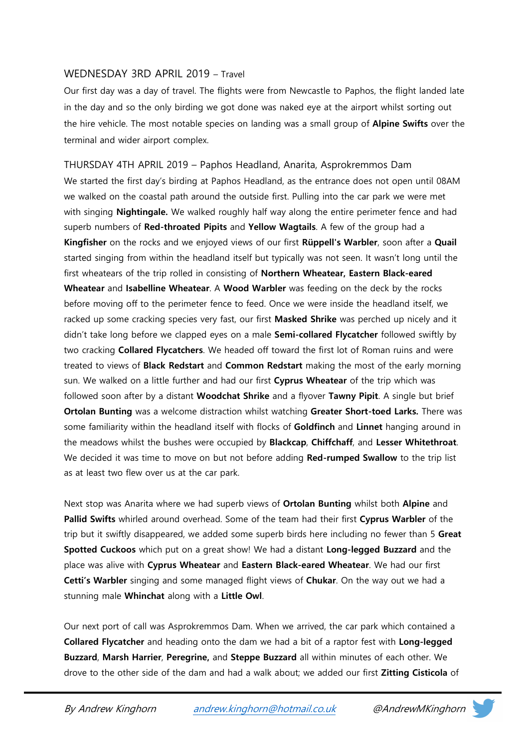## WEDNESDAY 3RD APRIL 2019 – Travel

Our first day was a day of travel. The flights were from Newcastle to Paphos, the flight landed late in the day and so the only birding we got done was naked eye at the airport whilst sorting out the hire vehicle. The most notable species on landing was a small group of **Alpine Swifts** over the terminal and wider airport complex.

## THURSDAY 4TH APRIL 2019 – Paphos Headland, Anarita, Asprokremmos Dam

We started the first day's birding at Paphos Headland, as the entrance does not open until 08AM we walked on the coastal path around the outside first. Pulling into the car park we were met with singing **Nightingale.** We walked roughly half way along the entire perimeter fence and had superb numbers of **Red-throated Pipits** and **Yellow Wagtails**. A few of the group had a **Kingfisher** on the rocks and we enjoyed views of our first **Rüppell's Warbler**, soon after a **Quail** started singing from within the headland itself but typically was not seen. It wasn't long until the first wheatears of the trip rolled in consisting of **Northern Wheatear, Eastern Black-eared Wheatear** and **Isabelline Wheatear**. A **Wood Warbler** was feeding on the deck by the rocks before moving off to the perimeter fence to feed. Once we were inside the headland itself, we racked up some cracking species very fast, our first **Masked Shrike** was perched up nicely and it didn't take long before we clapped eyes on a male **Semi-collared Flycatcher** followed swiftly by two cracking **Collared Flycatchers**. We headed off toward the first lot of Roman ruins and were treated to views of **Black Redstart** and **Common Redstart** making the most of the early morning sun. We walked on a little further and had our first **Cyprus Wheatear** of the trip which was followed soon after by a distant **Woodchat Shrike** and a flyover **Tawny Pipit**. A single but brief **Ortolan Bunting** was a welcome distraction whilst watching **Greater Short-toed Larks.** There was some familiarity within the headland itself with flocks of **Goldfinch** and **Linnet** hanging around in the meadows whilst the bushes were occupied by **Blackcap**, **Chiffchaff**, and **Lesser Whitethroat**. We decided it was time to move on but not before adding **Red-rumped Swallow** to the trip list as at least two flew over us at the car park.

Next stop was Anarita where we had superb views of **Ortolan Bunting** whilst both **Alpine** and **Pallid Swifts** whirled around overhead. Some of the team had their first **Cyprus Warbler** of the trip but it swiftly disappeared, we added some superb birds here including no fewer than 5 **Great Spotted Cuckoos** which put on a great show! We had a distant **Long-legged Buzzard** and the place was alive with **Cyprus Wheatear** and **Eastern Black-eared Wheatear**. We had our first **Cetti's Warbler** singing and some managed flight views of **Chukar**. On the way out we had a stunning male **Whinchat** along with a **Little Owl**.

Our next port of call was Asprokremmos Dam. When we arrived, the car park which contained a **Collared Flycatcher** and heading onto the dam we had a bit of a raptor fest with **Long-legged Buzzard**, **Marsh Harrier**, **Peregrine,** and **Steppe Buzzard** all within minutes of each other. We drove to the other side of the dam and had a walk about; we added our first **Zitting Cisticola** of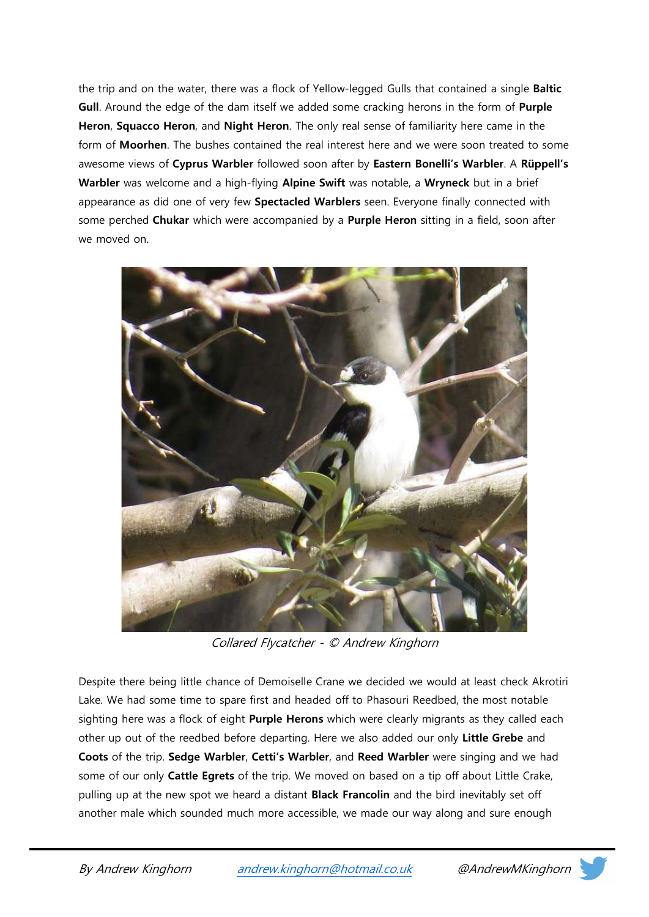the trip and on the water, there was a flock of Yellow-legged Gulls that contained a single **Baltic Gull**. Around the edge of the dam itself we added some cracking herons in the form of **Purple Heron**, **Squacco Heron**, and **Night Heron**. The only real sense of familiarity here came in the form of **Moorhen**. The bushes contained the real interest here and we were soon treated to some awesome views of **Cyprus Warbler** followed soon after by **Eastern Bonelli's Warbler**. A **Rüppell's Warbler** was welcome and a high-flying **Alpine Swift** was notable, a **Wryneck** but in a brief appearance as did one of very few **Spectacled Warblers** seen. Everyone finally connected with some perched **Chukar** which were accompanied by a **Purple Heron** sitting in a field, soon after we moved on.

*Collared Flycatcher - © Andrew Kinghorn*

Despite there being little chance of Demoiselle Crane we decided we would at least check Akrotiri Lake. We had some time to spare first and headed off to Phasouri Reedbed, the most notable sighting here was a flock of eight **Purple Herons** which were clearly migrants as they called each other up out of the reedbed before departing. Here we also added our only **Little Grebe** and **Coots** of the trip. **Sedge Warbler**, **Cetti's Warbler**, and **Reed Warbler** were singing and we had some of our only **Cattle Egrets** of the trip. We moved on based on a tip off about Little Crake, pulling up at the new spot we heard a distant **Black Francolin** and the bird inevitably set off another male which sounded much more accessible, we made our way along and sure enough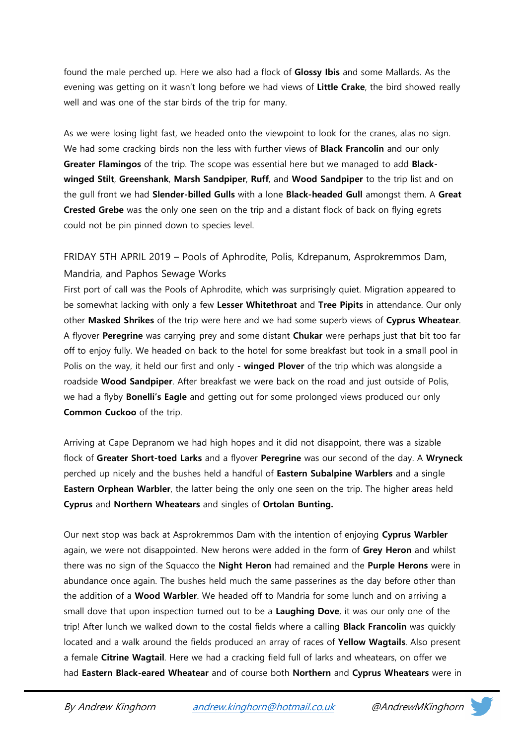found the male perched up. Here we also had a flock of **Glossy Ibis** and some Mallards. As the evening was getting on it wasn't long before we had views of **Little Crake**, the bird showed really well and was one of the star birds of the trip for many.

As we were losing light fast, we headed onto the viewpoint to look for the cranes, alas no sign. We had some cracking birds non the less with further views of **Black Francolin** and our only **Greater Flamingos** of the trip. The scope was essential here but we managed to add **Black-winged Stilt**, **Greenshank**, **Marsh Sandpiper**, **Ruff**, and **Wood Sandpiper** to the trip list and on the gull front we had **Slender-billed Gulls** with a lone **Black-headed Gull** amongst them. A **Great Crested Grebe** was the only one seen on the trip and a distant flock of back on flying egrets could not be pin pinned down to species level.

## FRIDAY 5TH APRIL 2019 – Pools of Aphrodite, Polis, Kdrepanum, Asprokremmos Dam, Mandria, and Paphos Sewage Works

First port of call was the Pools of Aphrodite, which was surprisingly quiet. Migration appeared to be somewhat lacking with only a few **Lesser Whitethroat** and **Tree Pipits** in attendance. Our only other **Masked Shrikes** of the trip were here and we had some superb views of **Cyprus Wheatear**. A flyover **Peregrine** was carrying prey and some distant **Chukar** were perhaps just that bit too far off to enjoy fully. We headed on back to the hotel for some breakfast but took in a small pool in Polis on the way, it held our first and only **- winged Plover** of the trip which was alongside a roadside **Wood Sandpiper**. After breakfast we were back on the road and just outside of Polis, we had a flyby **Bonelli's Eagle** and getting out for some prolonged views produced our only **Common Cuckoo** of the trip.

Arriving at Cape Depranom we had high hopes and it did not disappoint, there was a sizable flock of **Greater Short-toed Larks** and a flyover **Peregrine** was our second of the day. A **Wryneck** perched up nicely and the bushes held a handful of **Eastern Subalpine Warblers** and a single **Eastern Orphean Warbler**, the latter being the only one seen on the trip. The higher areas held **Cyprus** and **Northern Wheatears** and singles of **Ortolan Bunting.**

Our next stop was back at Asprokremmos Dam with the intention of enjoying **Cyprus Warbler** again, we were not disappointed. New herons were added in the form of **Grey Heron** and whilst there was no sign of the Squacco the **Night Heron** had remained and the **Purple Herons** were in abundance once again. The bushes held much the same passerines as the day before other than the addition of a **Wood Warbler**. We headed off to Mandria for some lunch and on arriving a small dove that upon inspection turned out to be a **Laughing Dove**, it was our only one of the trip! After lunch we walked down to the costal fields where a calling **Black Francolin** was quickly located and a walk around the fields produced an array of races of **Yellow Wagtails**. Also present a female **Citrine Wagtail**. Here we had a cracking field full of larks and wheatears, on offer we had **Eastern Black-eared Wheatear** and of course both **Northern** and **Cyprus Wheatears** were in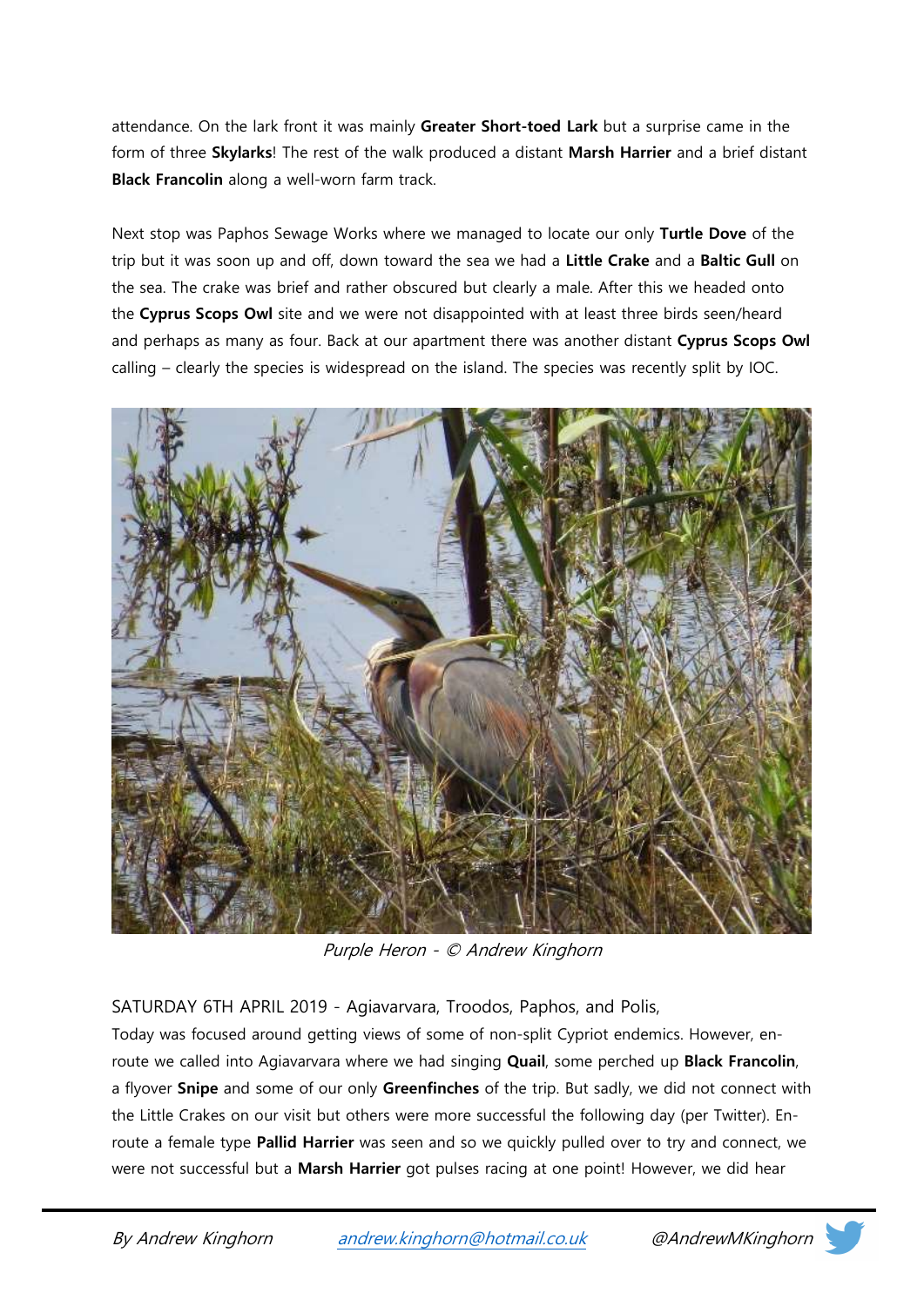attendance. On the lark front it was mainly **Greater Short-toed Lark** but a surprise came in the form of three **Skylarks**! The rest of the walk produced a distant **Marsh Harrier** and a brief distant **Black Francolin** along a well-worn farm track.

Next stop was Paphos Sewage Works where we managed to locate our only **Turtle Dove** of the trip but it was soon up and off, down toward the sea we had a **Little Crake** and a **Baltic Gull** on the sea. The crake was brief and rather obscured but clearly a male. After this we headed onto the **Cyprus Scops Owl** site and we were not disappointed with at least three birds seen/heard and perhaps as many as four. Back at our apartment there was another distant **Cyprus Scops Owl** calling – clearly the species is widespread on the island. The species was recently split by IOC.

*Purple Heron - © Andrew Kinghorn*

SATURDAY 6TH APRIL 2019 - Agiavarvara, Troodos, Paphos, and Polis,

Today was focused around getting views of some of non-split Cypriot endemics. However, en-route we called into Agiavarvara where we had singing **Quail**, some perched up **Black Francolin**, a flyover **Snipe** and some of our only **Greenfinches** of the trip. But sadly, we did not connect with the Little Crakes on our visit but others were more successful the following day (per Twitter). En-route a female type **Pallid Harrier** was seen and so we quickly pulled over to try and connect, we were not successful but a **Marsh Harrier** got pulses racing at one point! However, we did hear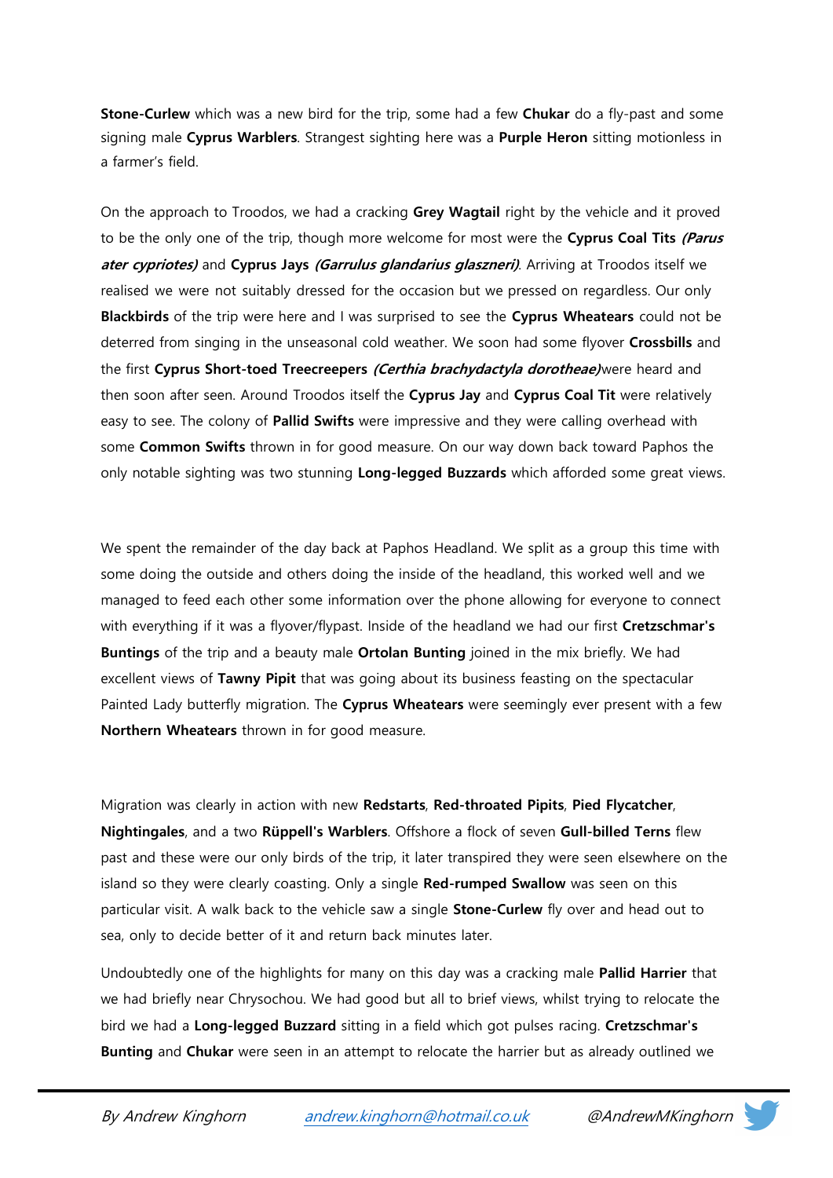**Stone-Curlew** which was a new bird for the trip, some had a few **Chukar** do a fly-past and some signing male **Cyprus Warblers**. Strangest sighting here was a **Purple Heron** sitting motionless in a farmer's field.

On the approach to Troodos, we had a cracking **Grey Wagtail** right by the vehicle and it proved to be the only one of the trip, though more welcome for most were the **Cyprus Coal Tits** ***(Parus ater cypriotes)*** and **Cyprus Jays** ***(Garrulus glandarius glaszneri)***. Arriving at Troodos itself we realised we were not suitably dressed for the occasion but we pressed on regardless. Our only **Blackbirds** of the trip were here and I was surprised to see the **Cyprus Wheatears** could not be deterred from singing in the unseasonal cold weather. We soon had some flyover **Crossbills** and the first **Cyprus Short-toed Treecreepers** ***(Certhia brachydactyla dorotheae)***were heard and then soon after seen. Around Troodos itself the **Cyprus Jay** and **Cyprus Coal Tit** were relatively easy to see. The colony of **Pallid Swifts** were impressive and they were calling overhead with some **Common Swifts** thrown in for good measure. On our way down back toward Paphos the only notable sighting was two stunning **Long-legged Buzzards** which afforded some great views.

We spent the remainder of the day back at Paphos Headland. We split as a group this time with some doing the outside and others doing the inside of the headland, this worked well and we managed to feed each other some information over the phone allowing for everyone to connect with everything if it was a flyover/flypast. Inside of the headland we had our first **Cretzschmar's Buntings** of the trip and a beauty male **Ortolan Bunting** joined in the mix briefly. We had excellent views of **Tawny Pipit** that was going about its business feasting on the spectacular Painted Lady butterfly migration. The **Cyprus Wheatears** were seemingly ever present with a few **Northern Wheatears** thrown in for good measure.

Migration was clearly in action with new **Redstarts**, **Red-throated Pipits**, **Pied Flycatcher**, **Nightingales**, and a two **Rüppell's Warblers**. Offshore a flock of seven **Gull-billed Terns** flew past and these were our only birds of the trip, it later transpired they were seen elsewhere on the island so they were clearly coasting. Only a single **Red-rumped Swallow** was seen on this particular visit. A walk back to the vehicle saw a single **Stone-Curlew** fly over and head out to sea, only to decide better of it and return back minutes later.

Undoubtedly one of the highlights for many on this day was a cracking male **Pallid Harrier** that we had briefly near Chrysochou. We had good but all to brief views, whilst trying to relocate the bird we had a **Long-legged Buzzard** sitting in a field which got pulses racing. **Cretzschmar's Bunting** and **Chukar** were seen in an attempt to relocate the harrier but as already outlined we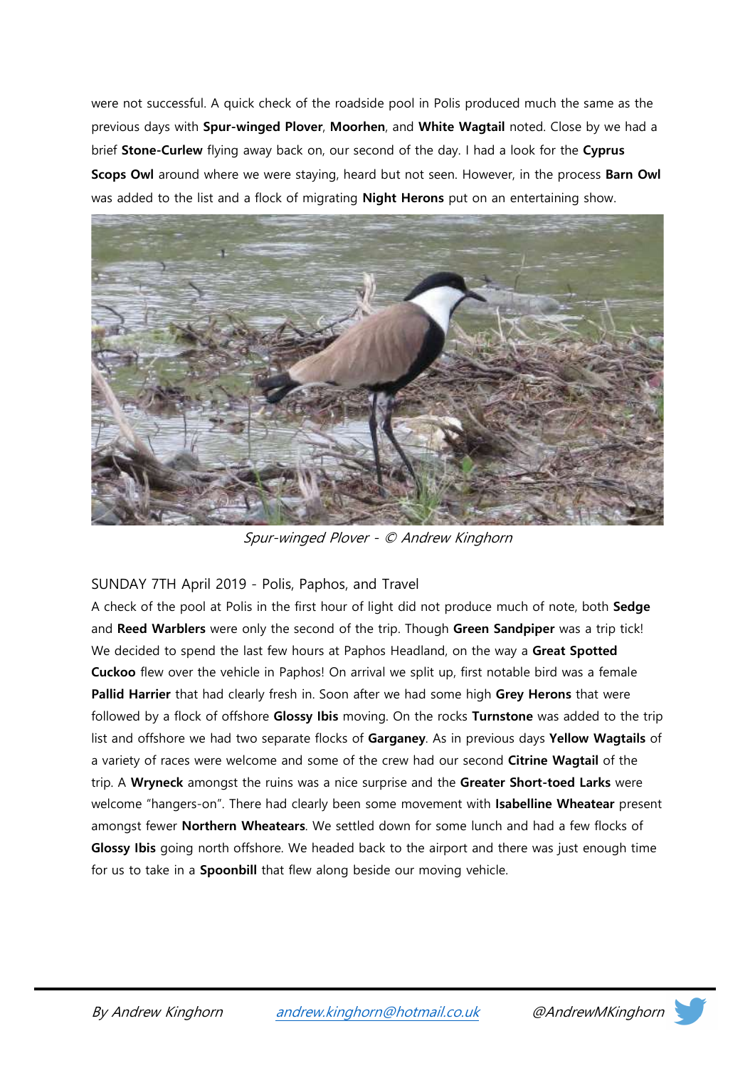were not successful. A quick check of the roadside pool in Polis produced much the same as the previous days with **Spur-winged Plover**, **Moorhen**, and **White Wagtail** noted. Close by we had a brief **Stone-Curlew** flying away back on, our second of the day. I had a look for the **Cyprus Scops Owl** around where we were staying, heard but not seen. However, in the process **Barn Owl** was added to the list and a flock of migrating **Night Herons** put on an entertaining show.

*Spur-winged Plover - © Andrew Kinghorn*

## SUNDAY 7TH April 2019 - Polis, Paphos, and Travel

A check of the pool at Polis in the first hour of light did not produce much of note, both **Sedge** and **Reed Warblers** were only the second of the trip. Though **Green Sandpiper** was a trip tick! We decided to spend the last few hours at Paphos Headland, on the way a **Great Spotted Cuckoo** flew over the vehicle in Paphos! On arrival we split up, first notable bird was a female **Pallid Harrier** that had clearly fresh in. Soon after we had some high **Grey Herons** that were followed by a flock of offshore **Glossy Ibis** moving. On the rocks **Turnstone** was added to the trip list and offshore we had two separate flocks of **Garganey**. As in previous days **Yellow Wagtails** of a variety of races were welcome and some of the crew had our second **Citrine Wagtail** of the trip. A **Wryneck** amongst the ruins was a nice surprise and the **Greater Short-toed Larks** were welcome "hangers-on". There had clearly been some movement with **Isabelline Wheatear** present amongst fewer **Northern Wheatears**. We settled down for some lunch and had a few flocks of **Glossy Ibis** going north offshore. We headed back to the airport and there was just enough time for us to take in a **Spoonbill** that flew along beside our moving vehicle.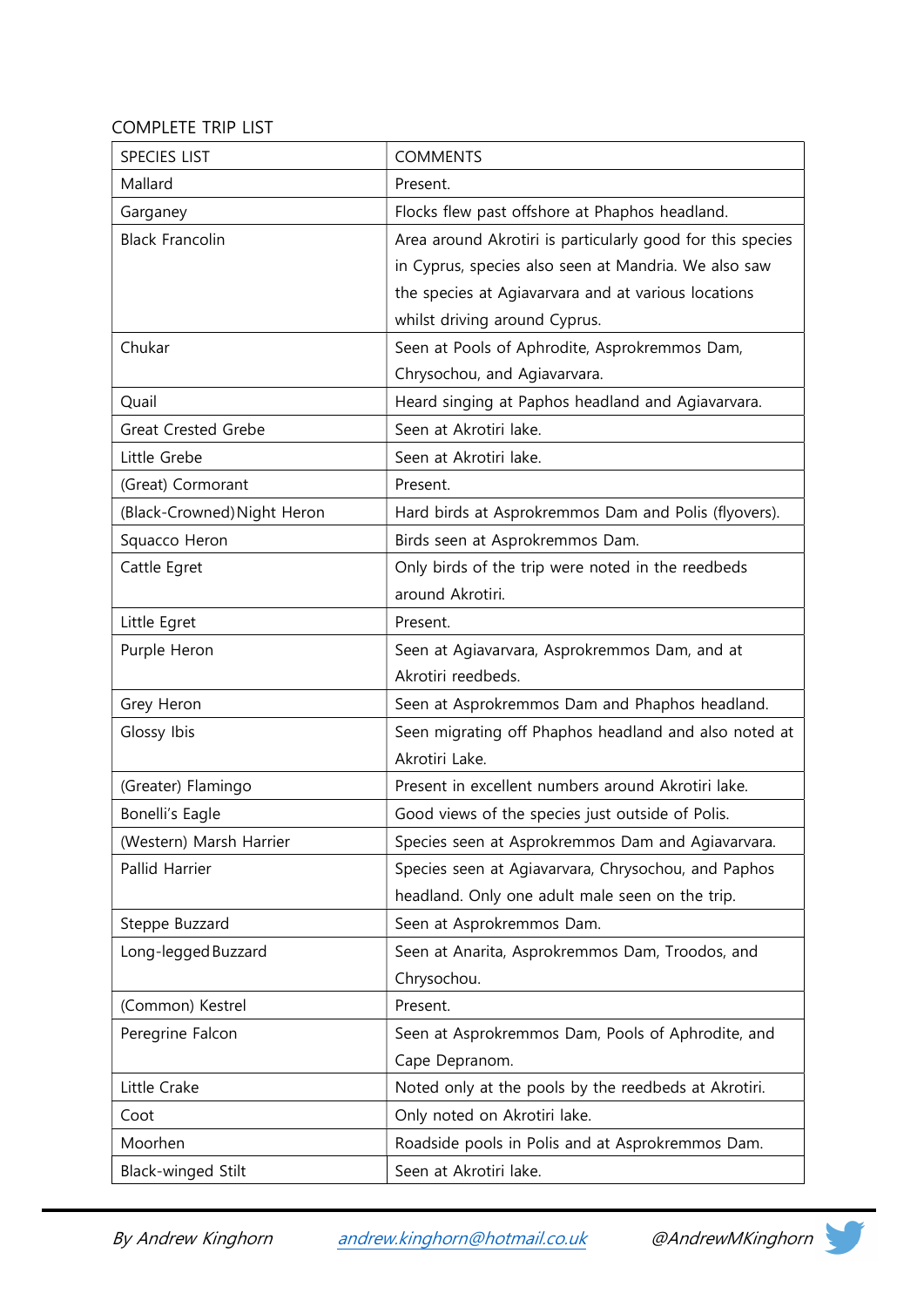COMPLETE TRIP LIST

| SPECIES LIST | COMMENTS |
|---|---|
| Mallard | Present. |
| Garganey | Flocks flew past offshore at Phaphos headland. |
| Black Francolin | Area around Akrotiri is particularly good for this species in Cyprus, species also seen at Mandria. We also saw the species at Agiavarvara and at various locations whilst driving around Cyprus. |
| Chukar | Seen at Pools of Aphrodite, Asprokremmos Dam, Chrysochou, and Agiavarvara. |
| Quail | Heard singing at Paphos headland and Agiavarvara. |
| Great Crested Grebe | Seen at Akrotiri lake. |
| Little Grebe | Seen at Akrotiri lake. |
| (Great) Cormorant | Present. |
| (Black-Crowned) Night Heron | Hard birds at Asprokremmos Dam and Polis (flyovers). |
| Squacco Heron | Birds seen at Asprokremmos Dam. |
| Cattle Egret | Only birds of the trip were noted in the reedbeds around Akrotiri. |
| Little Egret | Present. |
| Purple Heron | Seen at Agiavarvara, Asprokremmos Dam, and at Akrotiri reedbeds. |
| Grey Heron | Seen at Asprokremmos Dam and Phaphos headland. |
| Glossy Ibis | Seen migrating off Phaphos headland and also noted at Akrotiri Lake. |
| (Greater) Flamingo | Present in excellent numbers around Akrotiri lake. |
| Bonelli's Eagle | Good views of the species just outside of Polis. |
| (Western) Marsh Harrier | Species seen at Asprokremmos Dam and Agiavarvara. |
| Pallid Harrier | Species seen at Agiavarvara, Chrysochou, and Paphos headland. Only one adult male seen on the trip. |
| Steppe Buzzard | Seen at Asprokremmos Dam. |
| Long-legged Buzzard | Seen at Anarita, Asprokremmos Dam, Troodos, and Chrysochou. |
| (Common) Kestrel | Present. |
| Peregrine Falcon | Seen at Asprokremmos Dam, Pools of Aphrodite, and Cape Depranom. |
| Little Crake | Noted only at the pools by the reedbeds at Akrotiri. |
| Coot | Only noted on Akrotiri lake. |
| Moorhen | Roadside pools in Polis and at Asprokremmos Dam. |
| Black-winged Stilt | Seen at Akrotiri lake. |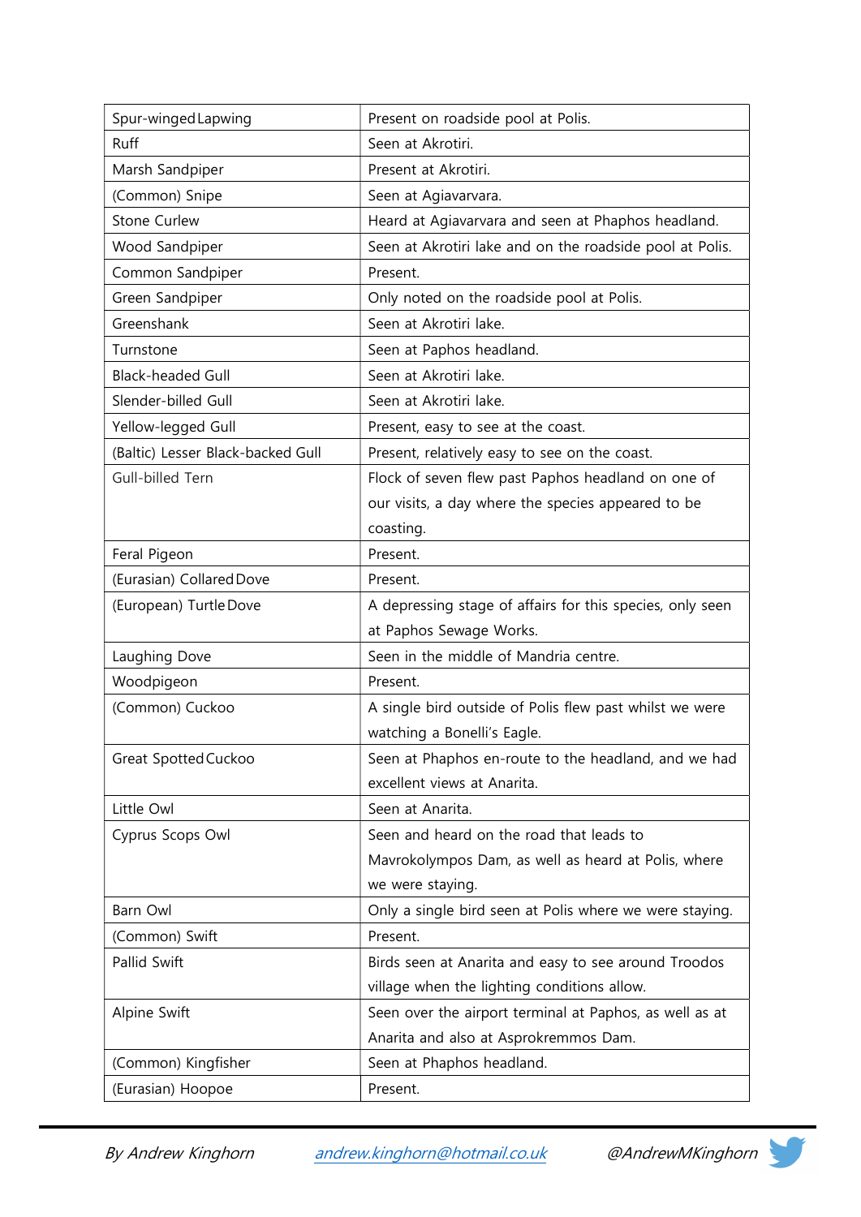| Spur-winged Lapwing | Present on roadside pool at Polis. |
|---|---|
| Ruff | Seen at Akrotiri. |
| Marsh Sandpiper | Present at Akrotiri. |
| (Common) Snipe | Seen at Agiavarvara. |
| Stone Curlew | Heard at Agiavarvara and seen at Phaphos headland. |
| Wood Sandpiper | Seen at Akrotiri lake and on the roadside pool at Polis. |
| Common Sandpiper | Present. |
| Green Sandpiper | Only noted on the roadside pool at Polis. |
| Greenshank | Seen at Akrotiri lake. |
| Turnstone | Seen at Paphos headland. |
| Black-headed Gull | Seen at Akrotiri lake. |
| Slender-billed Gull | Seen at Akrotiri lake. |
| Yellow-legged Gull | Present, easy to see at the coast. |
| (Baltic) Lesser Black-backed Gull | Present, relatively easy to see on the coast. |
| Gull-billed Tern | Flock of seven flew past Paphos headland on one of our visits, a day where the species appeared to be coasting. |
| Feral Pigeon | Present. |
| (Eurasian) Collared Dove | Present. |
| (European) Turtle Dove | A depressing stage of affairs for this species, only seen at Paphos Sewage Works. |
| Laughing Dove | Seen in the middle of Mandria centre. |
| Woodpigeon | Present. |
| (Common) Cuckoo | A single bird outside of Polis flew past whilst we were watching a Bonelli's Eagle. |
| Great Spotted Cuckoo | Seen at Phaphos en-route to the headland, and we had excellent views at Anarita. |
| Little Owl | Seen at Anarita. |
| Cyprus Scops Owl | Seen and heard on the road that leads to Mavrokolympos Dam, as well as heard at Polis, where we were staying. |
| Barn Owl | Only a single bird seen at Polis where we were staying. |
| (Common) Swift | Present. |
| Pallid Swift | Birds seen at Anarita and easy to see around Troodos village when the lighting conditions allow. |
| Alpine Swift | Seen over the airport terminal at Paphos, as well as at Anarita and also at Asprokremmos Dam. |
| (Common) Kingfisher | Seen at Phaphos headland. |
| (Eurasian) Hoopoe | Present. |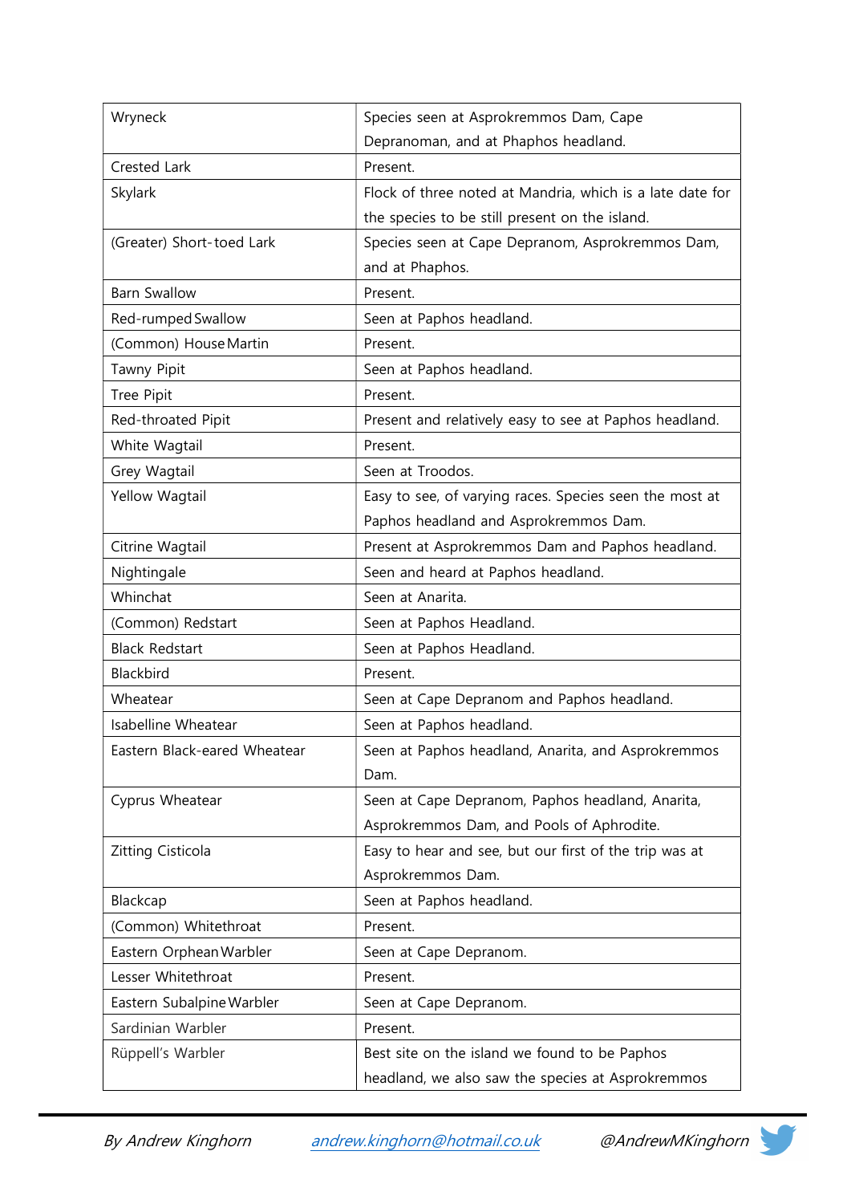| | |
|---|---|
| Wryneck | Species seen at Asprokremmos Dam, Cape Depranoman, and at Phaphos headland. |
| Crested Lark | Present. |
| Skylark | Flock of three noted at Mandria, which is a late date for the species to be still present on the island. |
| (Greater) Short-toed Lark | Species seen at Cape Depranom, Asprokremmos Dam, and at Phaphos. |
| Barn Swallow | Present. |
| Red-rumped Swallow | Seen at Paphos headland. |
| (Common) House Martin | Present. |
| Tawny Pipit | Seen at Paphos headland. |
| Tree Pipit | Present. |
| Red-throated Pipit | Present and relatively easy to see at Paphos headland. |
| White Wagtail | Present. |
| Grey Wagtail | Seen at Troodos. |
| Yellow Wagtail | Easy to see, of varying races. Species seen the most at Paphos headland and Asprokremmos Dam. |
| Citrine Wagtail | Present at Asprokremmos Dam and Paphos headland. |
| Nightingale | Seen and heard at Paphos headland. |
| Whinchat | Seen at Anarita. |
| (Common) Redstart | Seen at Paphos Headland. |
| Black Redstart | Seen at Paphos Headland. |
| Blackbird | Present. |
| Wheatear | Seen at Cape Depranom and Paphos headland. |
| Isabelline Wheatear | Seen at Paphos headland. |
| Eastern Black-eared Wheatear | Seen at Paphos headland, Anarita, and Asprokremmos Dam. |
| Cyprus Wheatear | Seen at Cape Depranom, Paphos headland, Anarita, Asprokremmos Dam, and Pools of Aphrodite. |
| Zitting Cisticola | Easy to hear and see, but our first of the trip was at Asprokremmos Dam. |
| Blackcap | Seen at Paphos headland. |
| (Common) Whitethroat | Present. |
| Eastern Orphean Warbler | Seen at Cape Depranom. |
| Lesser Whitethroat | Present. |
| Eastern Subalpine Warbler | Seen at Cape Depranom. |
| Sardinian Warbler | Present. |
| Rüppell's Warbler | Best site on the island we found to be Paphos headland, we also saw the species at Asprokremmos |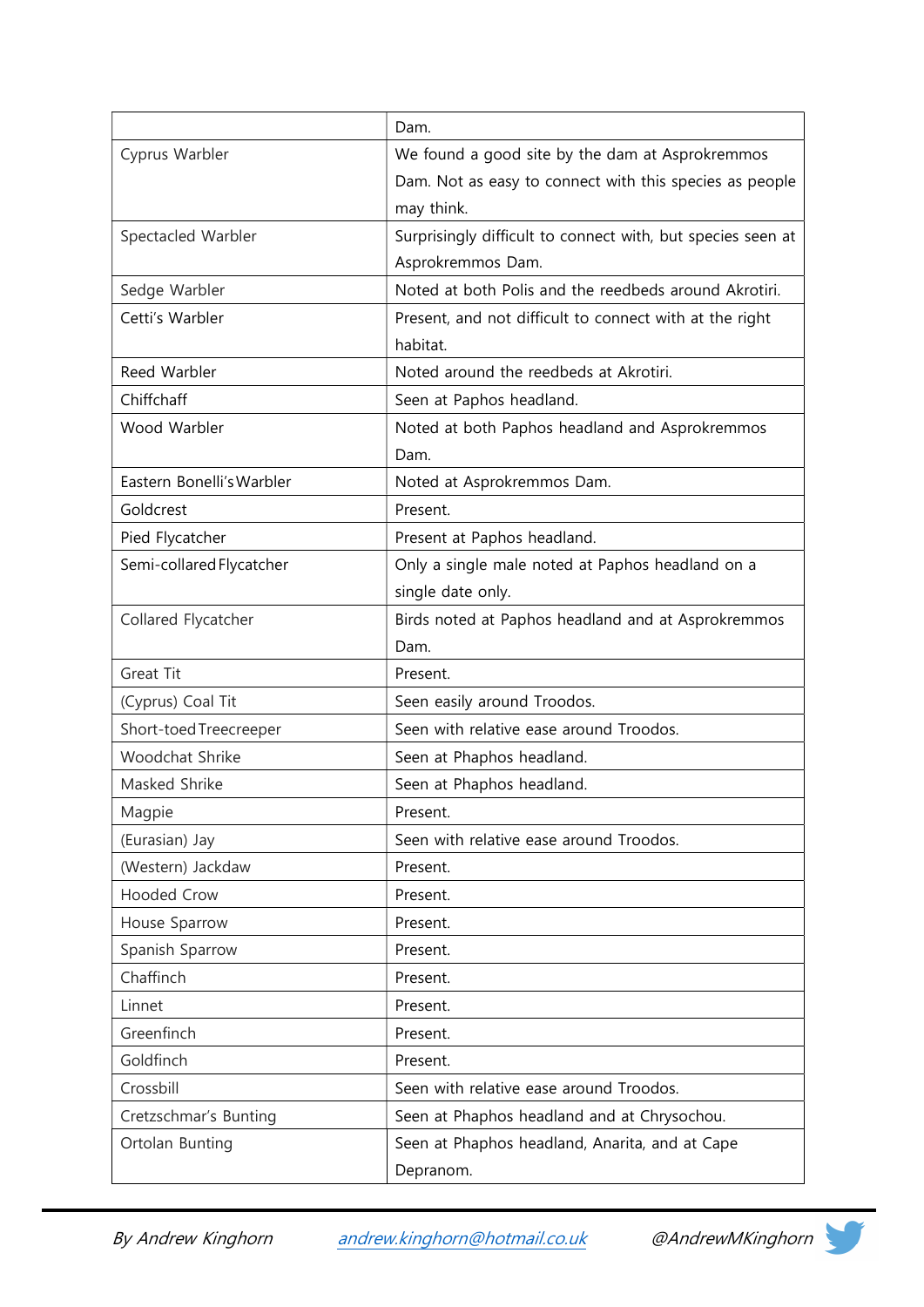| | |
|---|---|
| | Dam. |
| Cyprus Warbler | We found a good site by the dam at Asprokremmos Dam. Not as easy to connect with this species as people may think. |
| Spectacled Warbler | Surprisingly difficult to connect with, but species seen at Asprokremmos Dam. |
| Sedge Warbler | Noted at both Polis and the reedbeds around Akrotiri. |
| Cetti's Warbler | Present, and not difficult to connect with at the right habitat. |
| Reed Warbler | Noted around the reedbeds at Akrotiri. |
| Chiffchaff | Seen at Paphos headland. |
| Wood Warbler | Noted at both Paphos headland and Asprokremmos Dam. |
| Eastern Bonelli's Warbler | Noted at Asprokremmos Dam. |
| Goldcrest | Present. |
| Pied Flycatcher | Present at Paphos headland. |
| Semi-collared Flycatcher | Only a single male noted at Paphos headland on a single date only. |
| Collared Flycatcher | Birds noted at Paphos headland and at Asprokremmos Dam. |
| Great Tit | Present. |
| (Cyprus) Coal Tit | Seen easily around Troodos. |
| Short-toed Treecreeper | Seen with relative ease around Troodos. |
| Woodchat Shrike | Seen at Phaphos headland. |
| Masked Shrike | Seen at Phaphos headland. |
| Magpie | Present. |
| (Eurasian) Jay | Seen with relative ease around Troodos. |
| (Western) Jackdaw | Present. |
| Hooded Crow | Present. |
| House Sparrow | Present. |
| Spanish Sparrow | Present. |
| Chaffinch | Present. |
| Linnet | Present. |
| Greenfinch | Present. |
| Goldfinch | Present. |
| Crossbill | Seen with relative ease around Troodos. |
| Cretzschmar's Bunting | Seen at Phaphos headland and at Chrysochou. |
| Ortolan Bunting | Seen at Phaphos headland, Anarita, and at Cape Depranom. |

*By Andrew Kinghorn* [andrew.kinghorn@hotmail.co.uk](mailto:andrew.kinghorn@hotmail.co.uk) *@AndrewMKinghorn*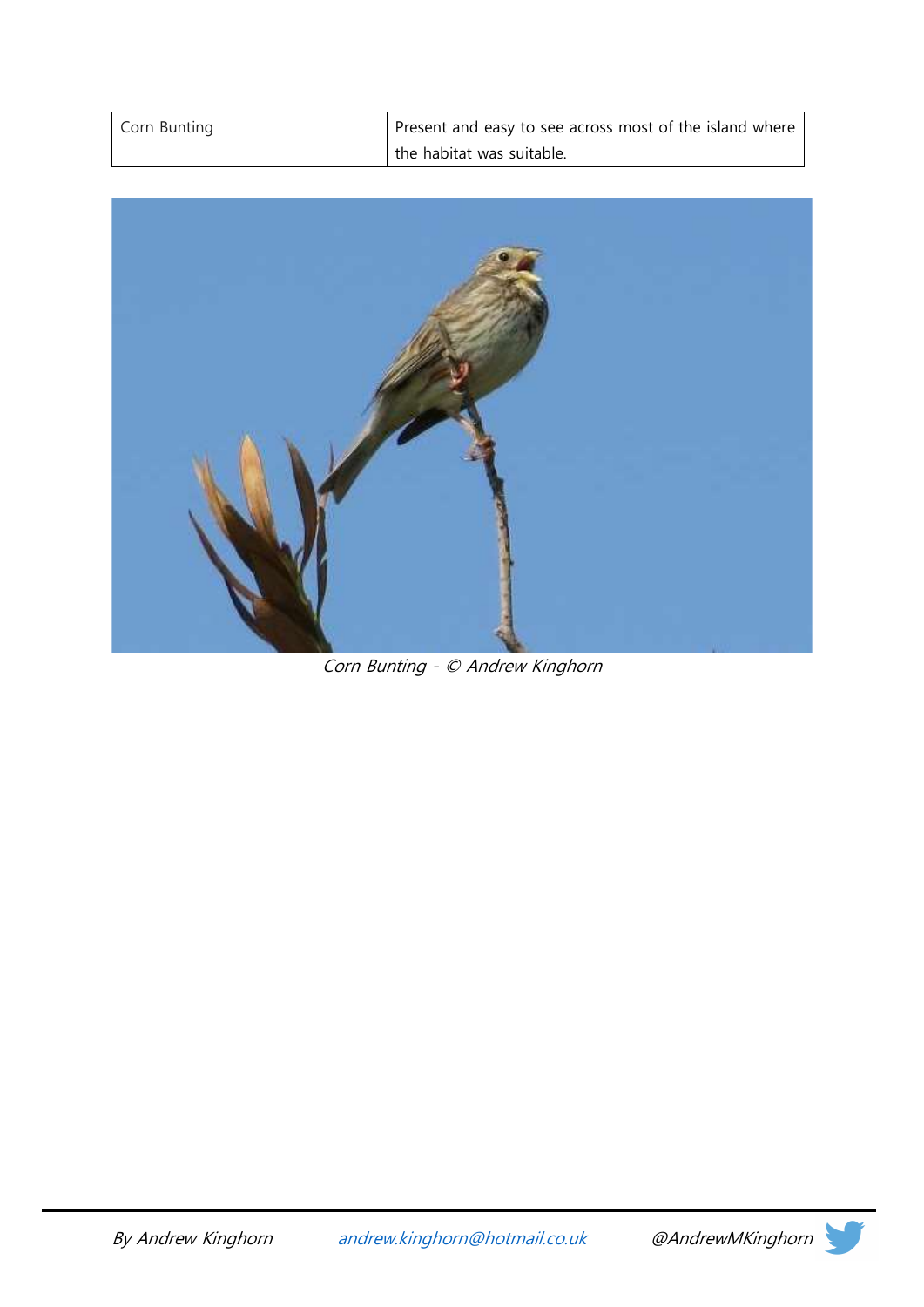| | |
|---|---|
| Corn Bunting | Present and easy to see across most of the island where the habitat was suitable. |

*Corn Bunting - © Andrew Kinghorn*